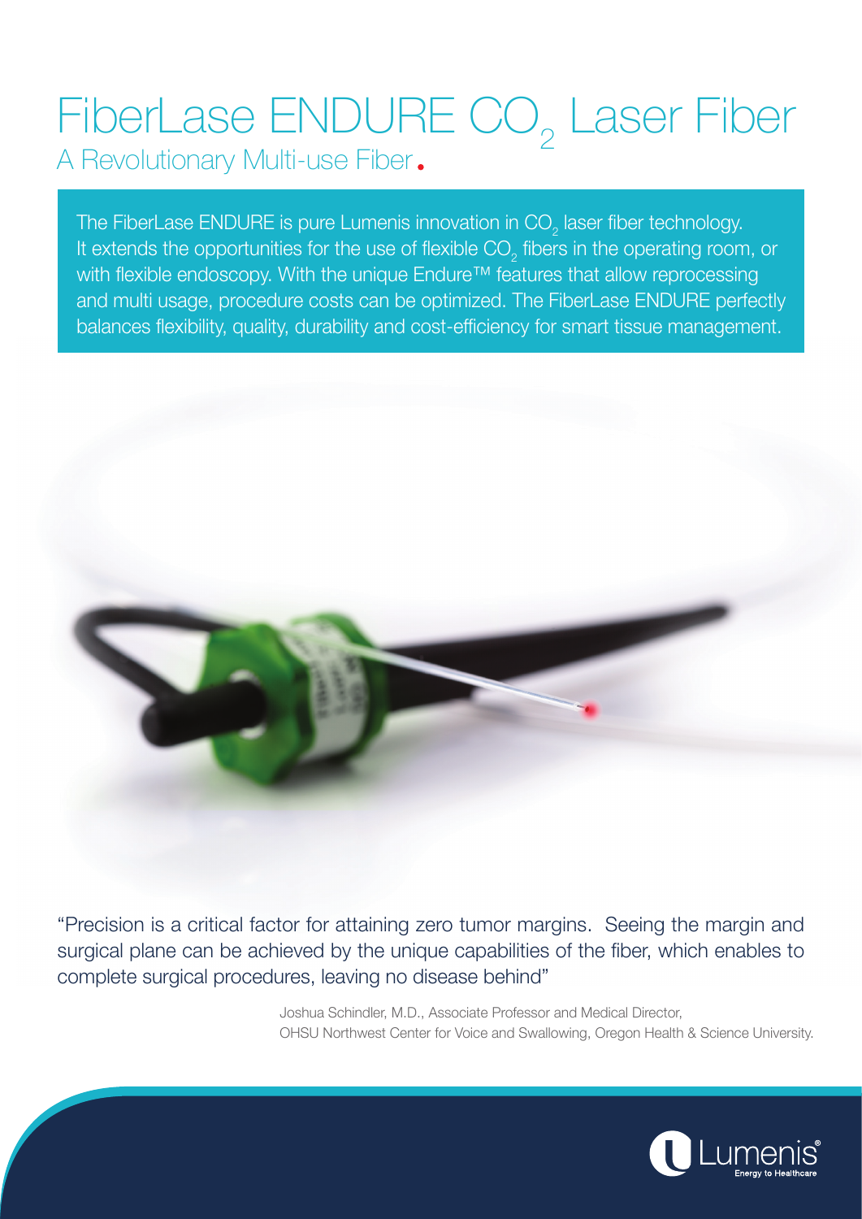# FiberLase ENDURE $CO_2$ Laser Fiber

## A Revolutionary Multi-use Fiber.

The FiberLase ENDURE is pure Lumenis innovation in $CO_2$ laser fiber technology. It extends the opportunities for the use of flexible $CO_2$ fibers in the operating room, or with flexible endoscopy. With the unique Endure™ features that allow reprocessing and multi usage, procedure costs can be optimized. The FiberLase ENDURE perfectly balances flexibility, quality, durability and cost-efficiency for smart tissue management.

"Precision is a critical factor for attaining zero tumor margins. Seeing the margin and surgical plane can be achieved by the unique capabilities of the fiber, which enables to complete surgical procedures, leaving no disease behind"

Joshua Schindler, M.D., Associate Professor and Medical Director,
OHSU Northwest Center for Voice and Swallowing, Oregon Health & Science University.

Lumenis®
Energy to Healthcare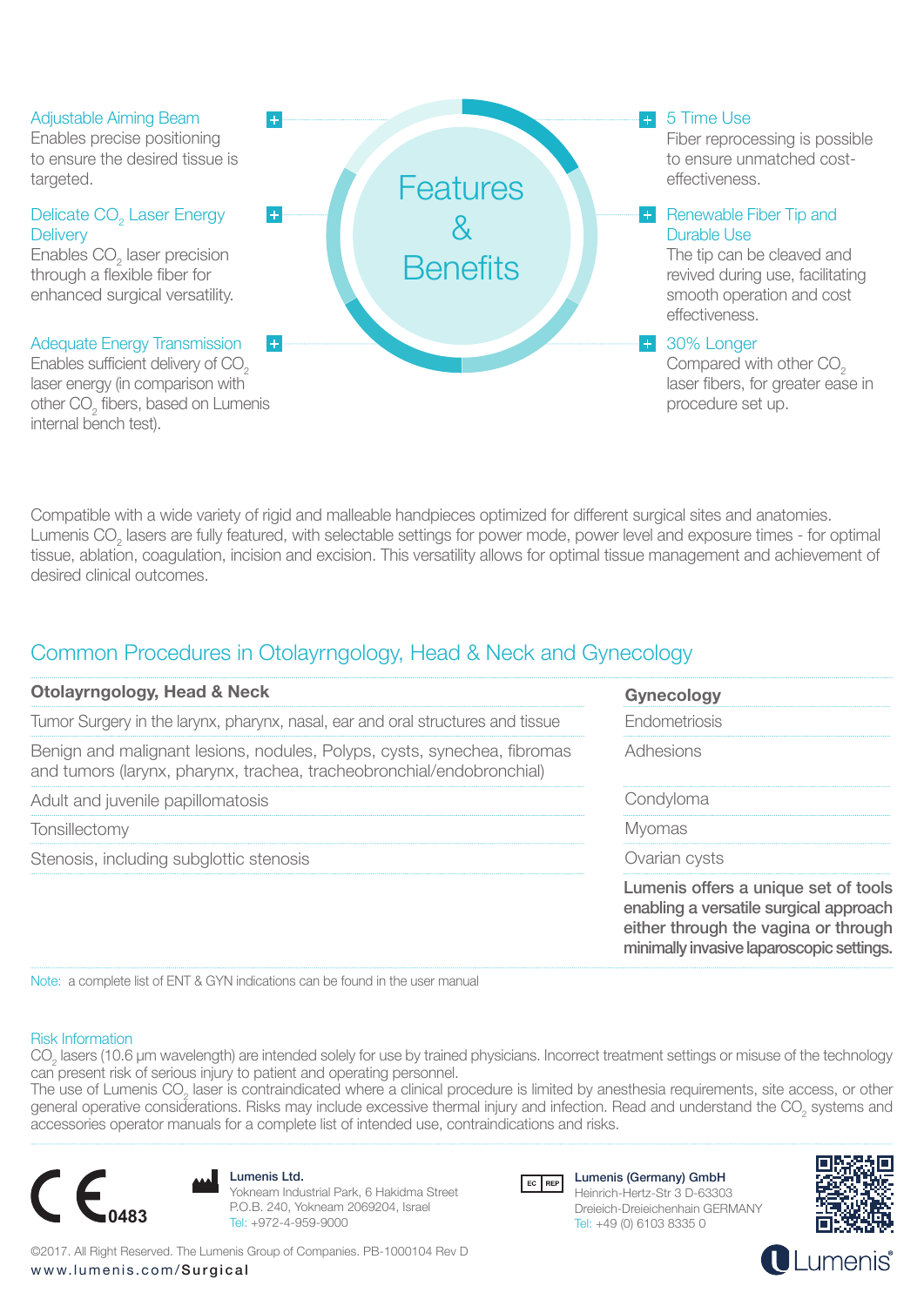## Features & Benefits

**Adjustable Aiming Beam**
Enables precise positioning to ensure the desired tissue is targeted.

**Delicate $CO_2$ Laser Energy Delivery**
Enables $CO_2$ laser precision through a flexible fiber for enhanced surgical versatility.

**Adequate Energy Transmission**
Enables sufficient delivery of $CO_2$ laser energy (in comparison with other $CO_2$ fibers, based on Lumenis internal bench test).

**5 Time Use**
Fiber reprocessing is possible to ensure unmatched cost-effectiveness.

**Renewable Fiber Tip and Durable Use**
The tip can be cleaved and revived during use, facilitating smooth operation and cost effectiveness.

**30% Longer**
Compared with other $CO_2$ laser fibers, for greater ease in procedure set up.

Compatible with a wide variety of rigid and malleable handpieces optimized for different surgical sites and anatomies. Lumenis $CO_2$ lasers are fully featured, with selectable settings for power mode, power level and exposure times - for optimal tissue, ablation, coagulation, incision and excision. This versatility allows for optimal tissue management and achievement of desired clinical outcomes.

## Common Procedures in Otolayrngology, Head & Neck and Gynecology

| Otolayrngology, Head & Neck | Gynecology |
|---|---|
| Tumor Surgery in the larynx, pharynx, nasal, ear and oral structures and tissue | Endometriosis |
| Benign and malignant lesions, nodules, Polyps, cysts, synechea, fibromas and tumors (larynx, pharynx, trachea, tracheobronchial/endobronchial) | Adhesions |
| Adult and juvenile papillomatosis | Condyloma |
| Tonsillectomy | Myomas |
| Stenosis, including subglottic stenosis | Ovarian cysts |

**Lumenis offers a unique set of tools enabling a versatile surgical approach either through the vagina or through minimally invasive laparoscopic settings.**

Note: a complete list of ENT & GYN indications can be found in the user manual

**Risk Information**

$CO_2$ lasers (10.6 µm wavelength) are intended solely for use by trained physicians. Incorrect treatment settings or misuse of the technology can present risk of serious injury to patient and operating personnel.
The use of Lumenis $CO_2$ laser is contraindicated where a clinical procedure is limited by anesthesia requirements, site access, or other general operative considerations. Risks may include excessive thermal injury and infection. Read and understand the $CO_2$ systems and accessories operator manuals for a complete list of intended use, contraindications and risks.

CE 0483

**Lumenis Ltd.**
Yokneam Industrial Park, 6 Hakidma Street
P.O.B. 240, Yokneam 2069204, Israel
Tel: +972-4-959-9000

EC REP

**Lumenis (Germany) GmbH**
Heinrich-Hertz-Str 3 D-63303
Dreieich-Dreieichenhain GERMANY
Tel: +49 (0) 6103 8335 0

©2017. All Right Reserved. The Lumenis Group of Companies. PB-1000104 Rev D
www.lumenis.com/Surgical

Lumenis®